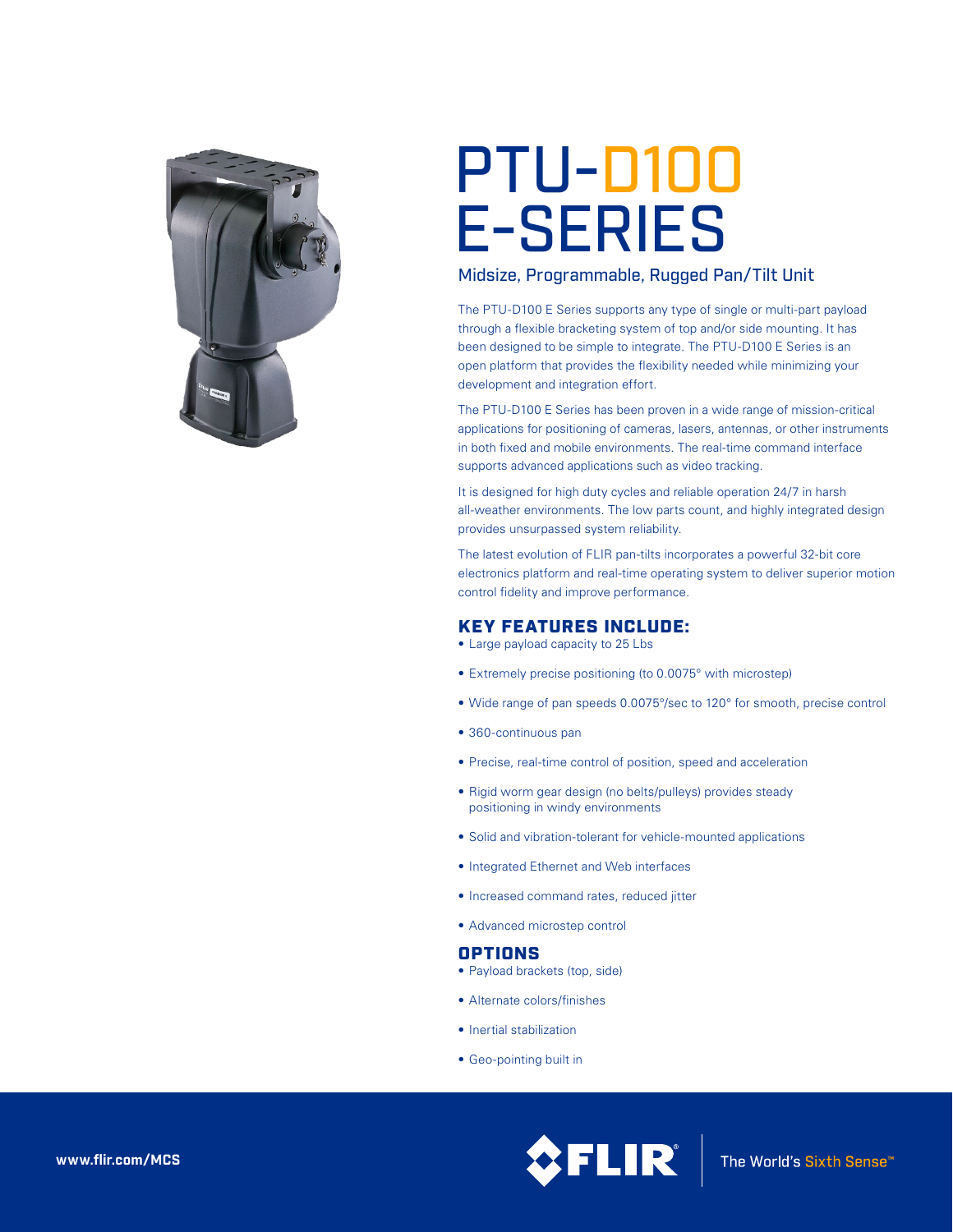# PTU-D100 E-SERIES

## Midsize, Programmable, Rugged Pan/Tilt Unit

The PTU-D100 E Series supports any type of single or multi-part payload through a flexible bracketing system of top and/or side mounting. It has been designed to be simple to integrate. The PTU-D100 E Series is an open platform that provides the flexibility needed while minimizing your development and integration effort.

The PTU-D100 E Series has been proven in a wide range of mission-critical applications for positioning of cameras, lasers, antennas, or other instruments in both fixed and mobile environments. The real-time command interface supports advanced applications such as video tracking.

It is designed for high duty cycles and reliable operation 24/7 in harsh all-weather environments. The low parts count, and highly integrated design provides unsurpassed system reliability.

The latest evolution of FLIR pan-tilts incorporates a powerful 32-bit core electronics platform and real-time operating system to deliver superior motion control fidelity and improve performance.

### KEY FEATURES INCLUDE:

- Large payload capacity to 25 Lbs
- Extremely precise positioning (to 0.0075° with microstep)
- Wide range of pan speeds 0.0075°/sec to 120° for smooth, precise control
- 360-continuous pan
- Precise, real-time control of position, speed and acceleration
- Rigid worm gear design (no belts/pulleys) provides steady positioning in windy environments
- Solid and vibration-tolerant for vehicle-mounted applications
- Integrated Ethernet and Web interfaces
- Increased command rates, reduced jitter
- Advanced microstep control

### OPTIONS

- Payload brackets (top, side)
- Alternate colors/finishes
- Inertial stabilization
- Geo-pointing built in

www.flir.com/MCS

FLIR — The World's Sixth Sense™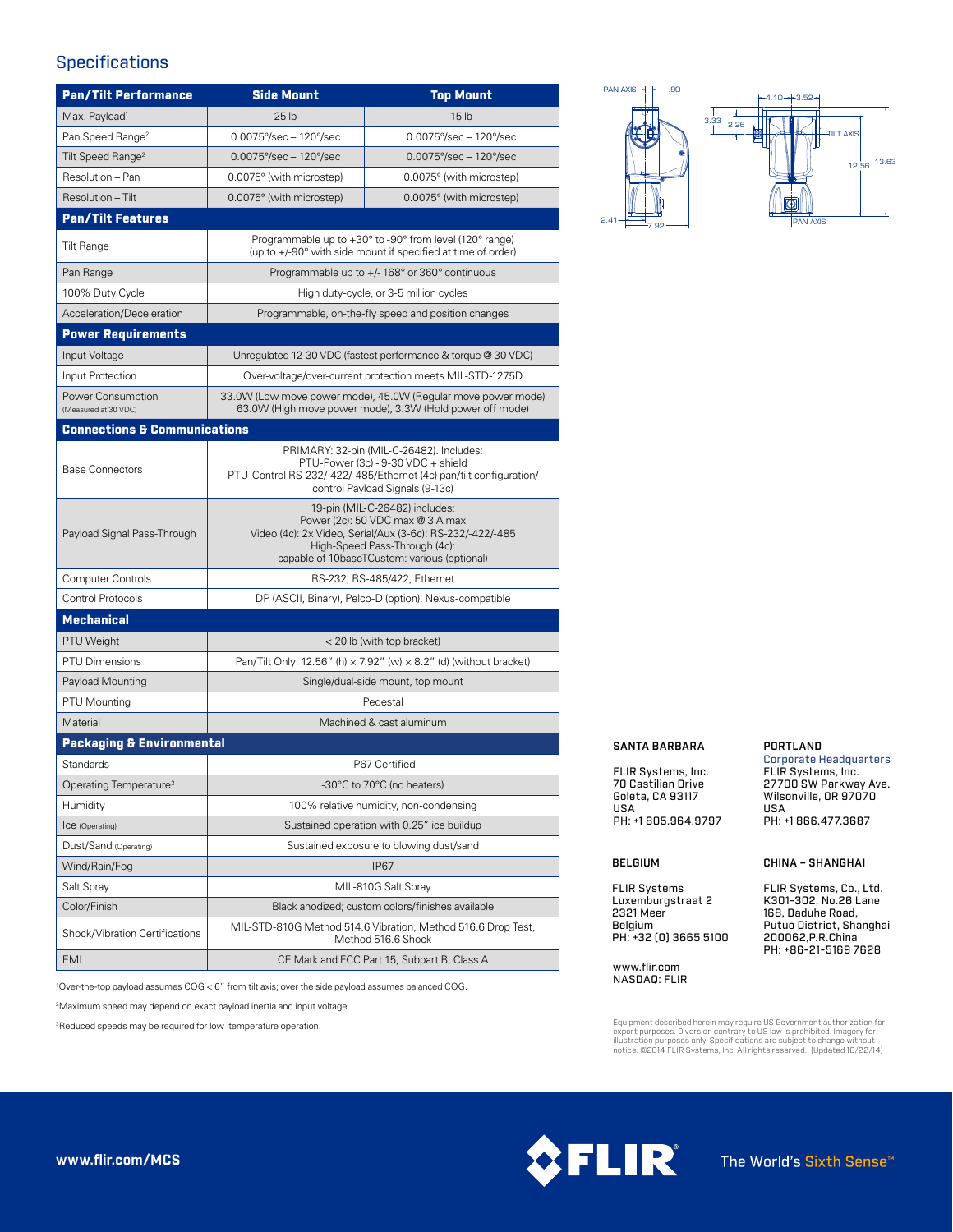## Specifications

| Pan/Tilt Performance | Side Mount | Top Mount |
|---|---|---|
| Max. Payload[1] | 25 lb | 15 lb |
| Pan Speed Range[2] | 0.0075°/sec – 120°/sec | 0.0075°/sec – 120°/sec |
| Tilt Speed Range[2] | 0.0075°/sec – 120°/sec | 0.0075°/sec – 120°/sec |
| Resolution – Pan | 0.0075° (with microstep) | 0.0075° (with microstep) |
| Resolution – Tilt | 0.0075° (with microstep) | 0.0075° (with microstep) |
| **Pan/Tilt Features** | | |
| Tilt Range | Programmable up to +30° to -90° from level (120° range) (up to +/-90° with side mount if specified at time of order) | |
| Pan Range | Programmable up to +/- 168° or 360° continuous | |
| 100% Duty Cycle | High duty-cycle, or 3-5 million cycles | |
| Acceleration/Deceleration | Programmable, on-the-fly speed and position changes | |
| **Power Requirements** | | |
| Input Voltage | Unregulated 12-30 VDC (fastest performance & torque @ 30 VDC) | |
| Input Protection | Over-voltage/over-current protection meets MIL-STD-1275D | |
| Power Consumption (Measured at 30 VDC) | 33.0W (Low move power mode), 45.0W (Regular move power mode) 63.0W (High move power mode), 3.3W (Hold power off mode) | |
| **Connections & Communications** | | |
| Base Connectors | PRIMARY: 32-pin (MIL-C-26482). Includes: PTU-Power (3c) - 9-30 VDC + shield PTU-Control RS-232/-422/-485/Ethernet (4c) pan/tilt configuration/ control Payload Signals (9-13c) | |
| Payload Signal Pass-Through | 19-pin (MIL-C-26482) includes: Power (2c): 50 VDC max @ 3 A max Video (4c): 2x Video, Serial/Aux (3-6c): RS-232/-422/-485 High-Speed Pass-Through (4c): capable of 10baseTCustom: various (optional) | |
| Computer Controls | RS-232, RS-485/422, Ethernet | |
| Control Protocols | DP (ASCII, Binary), Pelco-D (option), Nexus-compatible | |
| **Mechanical** | | |
| PTU Weight | < 20 lb (with top bracket) | |
| PTU Dimensions | Pan/Tilt Only: 12.56" (h) × 7.92" (w) × 8.2" (d) (without bracket) | |
| Payload Mounting | Single/dual-side mount, top mount | |
| PTU Mounting | Pedestal | |
| Material | Machined & cast aluminum | |
| **Packaging & Environmental** | | |
| Standards | IP67 Certified | |
| Operating Temperature[3] | -30°C to 70°C (no heaters) | |
| Humidity | 100% relative humidity, non-condensing | |
| Ice (Operating) | Sustained operation with 0.25" ice buildup | |
| Dust/Sand (Operating) | Sustained exposure to blowing dust/sand | |
| Wind/Rain/Fog | IP67 | |
| Salt Spray | MIL-810G Salt Spray | |
| Color/Finish | Black anodized; custom colors/finishes available | |
| Shock/Vibration Certifications | MIL-STD-810G Method 514.6 Vibration, Method 516.6 Drop Test, Method 516.6 Shock | |
| EMI | CE Mark and FCC Part 15, Subpart B, Class A | |

[1]Over-the-top payload assumes COG < 6" from tilt axis; over the side payload assumes balanced COG.

[2]Maximum speed may depend on exact payload inertia and input voltage.

[3]Reduced speeds may be required for low temperature operation.

PAN AXIS
.90
2.41
7.92
4.10
3.52
3.33
2.26
TILT AXIS
12.56
13.63
PAN AXIS

**SANTA BARBARA**

FLIR Systems, Inc.
70 Castilian Drive
Goleta, CA 93117
USA
PH: +1 805.964.9797

**PORTLAND**

Corporate Headquarters
FLIR Systems, Inc.
27700 SW Parkway Ave.
Wilsonville, OR 97070
USA
PH: +1 866.477.3687

**BELGIUM**

FLIR Systems
Luxemburgstraat 2
2321 Meer
Belgium
PH: +32 (0) 3665 5100

**CHINA – SHANGHAI**

FLIR Systems, Co., Ltd.
K301-302, No.26 Lane
168, Daduhe Road,
Putuo District, Shanghai
200062,P.R.China
PH: +86-21-5169 7628

www.flir.com
NASDAQ: FLIR

Equipment described herein may require US Government authorization for export purposes. Diversion contrary to US law is prohibited. Imagery for illustration purposes only. Specifications are subject to change without notice. ©2014 FLIR Systems, Inc. All rights reserved. (Updated 10/22/14)

www.flir.com/MCS

FLIR

The World's Sixth Sense™